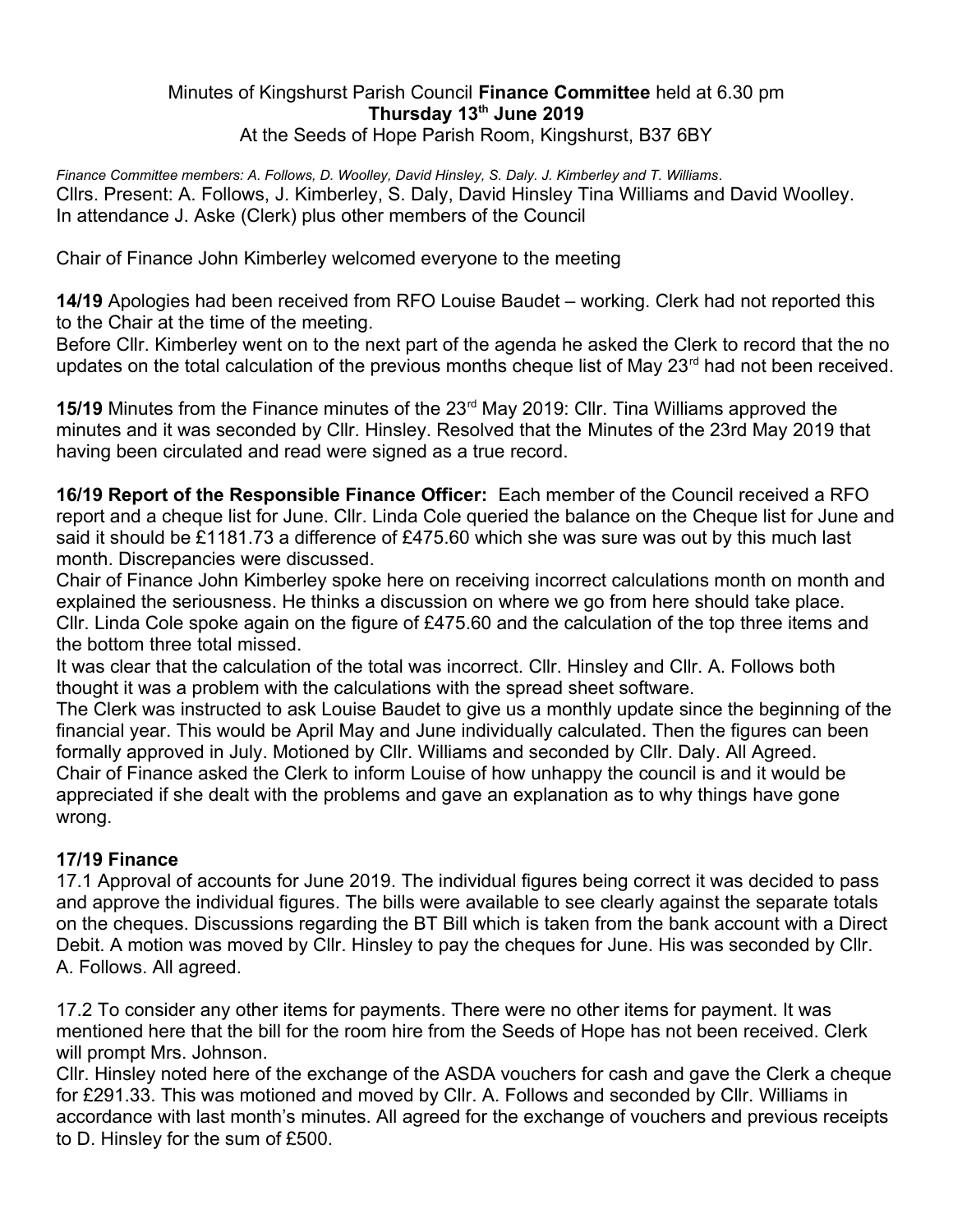Minutes of Kingshurst Parish Council **Finance Committee** held at 6.30 pm
**Thursday 13th June 2019**
At the Seeds of Hope Parish Room, Kingshurst, B37 6BY

*Finance Committee members: A. Follows, D. Woolley, David Hinsley, S. Daly. J. Kimberley and T. Williams.*
Cllrs. Present: A. Follows, J. Kimberley, S. Daly, David Hinsley Tina Williams and David Woolley.
In attendance J. Aske (Clerk) plus other members of the Council

Chair of Finance John Kimberley welcomed everyone to the meeting

**14/19** Apologies had been received from RFO Louise Baudet – working. Clerk had not reported this to the Chair at the time of the meeting.
Before Cllr. Kimberley went on to the next part of the agenda he asked the Clerk to record that the no updates on the total calculation of the previous months cheque list of May 23rd had not been received.

**15/19** Minutes from the Finance minutes of the 23rd May 2019: Cllr. Tina Williams approved the minutes and it was seconded by Cllr. Hinsley. Resolved that the Minutes of the 23rd May 2019 that having been circulated and read were signed as a true record.

**16/19 Report of the Responsible Finance Officer:** Each member of the Council received a RFO report and a cheque list for June. Cllr. Linda Cole queried the balance on the Cheque list for June and said it should be £1181.73 a difference of £475.60 which she was sure was out by this much last month. Discrepancies were discussed.
Chair of Finance John Kimberley spoke here on receiving incorrect calculations month on month and explained the seriousness. He thinks a discussion on where we go from here should take place.
Cllr. Linda Cole spoke again on the figure of £475.60 and the calculation of the top three items and the bottom three total missed.
It was clear that the calculation of the total was incorrect. Cllr. Hinsley and Cllr. A. Follows both thought it was a problem with the calculations with the spread sheet software.
The Clerk was instructed to ask Louise Baudet to give us a monthly update since the beginning of the financial year. This would be April May and June individually calculated. Then the figures can been formally approved in July. Motioned by Cllr. Williams and seconded by Cllr. Daly. All Agreed.
Chair of Finance asked the Clerk to inform Louise of how unhappy the council is and it would be appreciated if she dealt with the problems and gave an explanation as to why things have gone wrong.

**17/19 Finance**
17.1 Approval of accounts for June 2019. The individual figures being correct it was decided to pass and approve the individual figures. The bills were available to see clearly against the separate totals on the cheques. Discussions regarding the BT Bill which is taken from the bank account with a Direct Debit. A motion was moved by Cllr. Hinsley to pay the cheques for June. His was seconded by Cllr. A. Follows. All agreed.

17.2 To consider any other items for payments. There were no other items for payment. It was mentioned here that the bill for the room hire from the Seeds of Hope has not been received. Clerk will prompt Mrs. Johnson.
Cllr. Hinsley noted here of the exchange of the ASDA vouchers for cash and gave the Clerk a cheque for £291.33. This was motioned and moved by Cllr. A. Follows and seconded by Cllr. Williams in accordance with last month's minutes. All agreed for the exchange of vouchers and previous receipts to D. Hinsley for the sum of £500.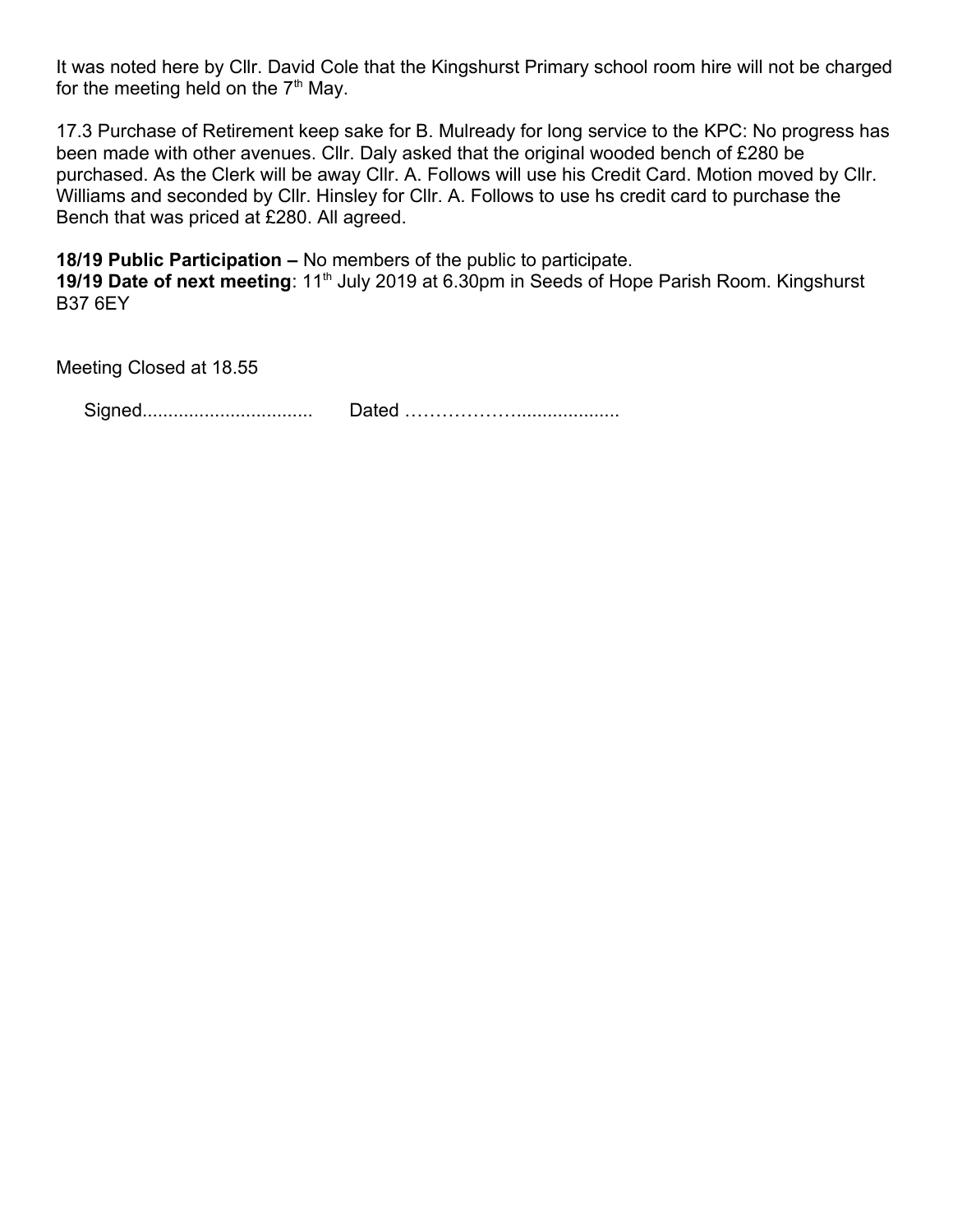It was noted here by Cllr. David Cole that the Kingshurst Primary school room hire will not be charged for the meeting held on the 7th May.

17.3 Purchase of Retirement keep sake for B. Mulready for long service to the KPC: No progress has been made with other avenues. Cllr. Daly asked that the original wooded bench of £280 be purchased. As the Clerk will be away Cllr. A. Follows will use his Credit Card. Motion moved by Cllr. Williams and seconded by Cllr. Hinsley for Cllr. A. Follows to use hs credit card to purchase the Bench that was priced at £280. All agreed.

**18/19 Public Participation –** No members of the public to participate.
**19/19 Date of next meeting**: 11th July 2019 at 6.30pm in Seeds of Hope Parish Room. Kingshurst B37 6EY

Meeting Closed at 18.55

Signed................................. Dated ………………….................